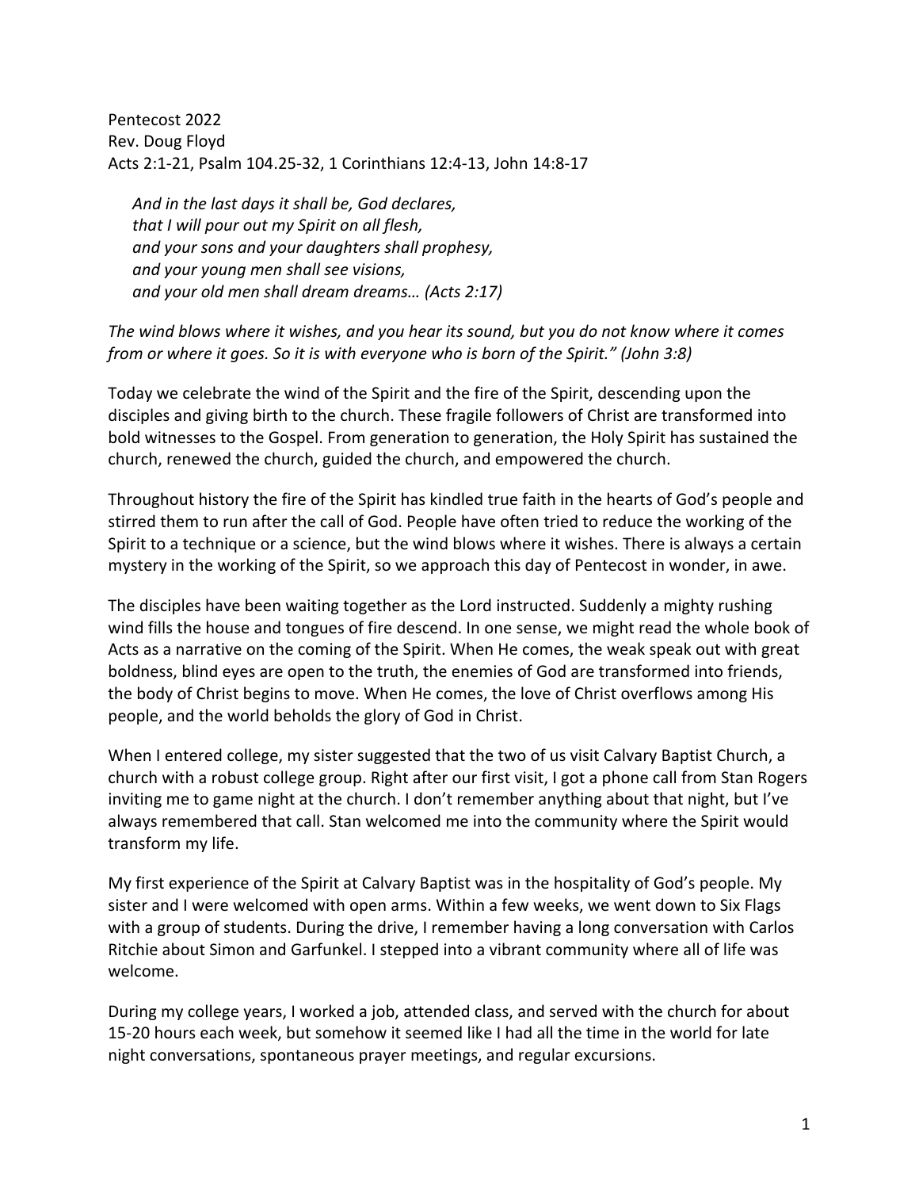Pentecost 2022
Rev. Doug Floyd
Acts 2:1-21, Psalm 104.25-32, 1 Corinthians 12:4-13, John 14:8-17

> *And in the last days it shall be, God declares,*
> *that I will pour out my Spirit on all flesh,*
> *and your sons and your daughters shall prophesy,*
> *and your young men shall see visions,*
> *and your old men shall dream dreams… (Acts 2:17)*

*The wind blows where it wishes, and you hear its sound, but you do not know where it comes from or where it goes. So it is with everyone who is born of the Spirit." (John 3:8)*

Today we celebrate the wind of the Spirit and the fire of the Spirit, descending upon the disciples and giving birth to the church. These fragile followers of Christ are transformed into bold witnesses to the Gospel. From generation to generation, the Holy Spirit has sustained the church, renewed the church, guided the church, and empowered the church.

Throughout history the fire of the Spirit has kindled true faith in the hearts of God's people and stirred them to run after the call of God. People have often tried to reduce the working of the Spirit to a technique or a science, but the wind blows where it wishes. There is always a certain mystery in the working of the Spirit, so we approach this day of Pentecost in wonder, in awe.

The disciples have been waiting together as the Lord instructed. Suddenly a mighty rushing wind fills the house and tongues of fire descend. In one sense, we might read the whole book of Acts as a narrative on the coming of the Spirit. When He comes, the weak speak out with great boldness, blind eyes are open to the truth, the enemies of God are transformed into friends, the body of Christ begins to move. When He comes, the love of Christ overflows among His people, and the world beholds the glory of God in Christ.

When I entered college, my sister suggested that the two of us visit Calvary Baptist Church, a church with a robust college group. Right after our first visit, I got a phone call from Stan Rogers inviting me to game night at the church. I don't remember anything about that night, but I've always remembered that call. Stan welcomed me into the community where the Spirit would transform my life.

My first experience of the Spirit at Calvary Baptist was in the hospitality of God's people. My sister and I were welcomed with open arms. Within a few weeks, we went down to Six Flags with a group of students. During the drive, I remember having a long conversation with Carlos Ritchie about Simon and Garfunkel. I stepped into a vibrant community where all of life was welcome.

During my college years, I worked a job, attended class, and served with the church for about 15-20 hours each week, but somehow it seemed like I had all the time in the world for late night conversations, spontaneous prayer meetings, and regular excursions.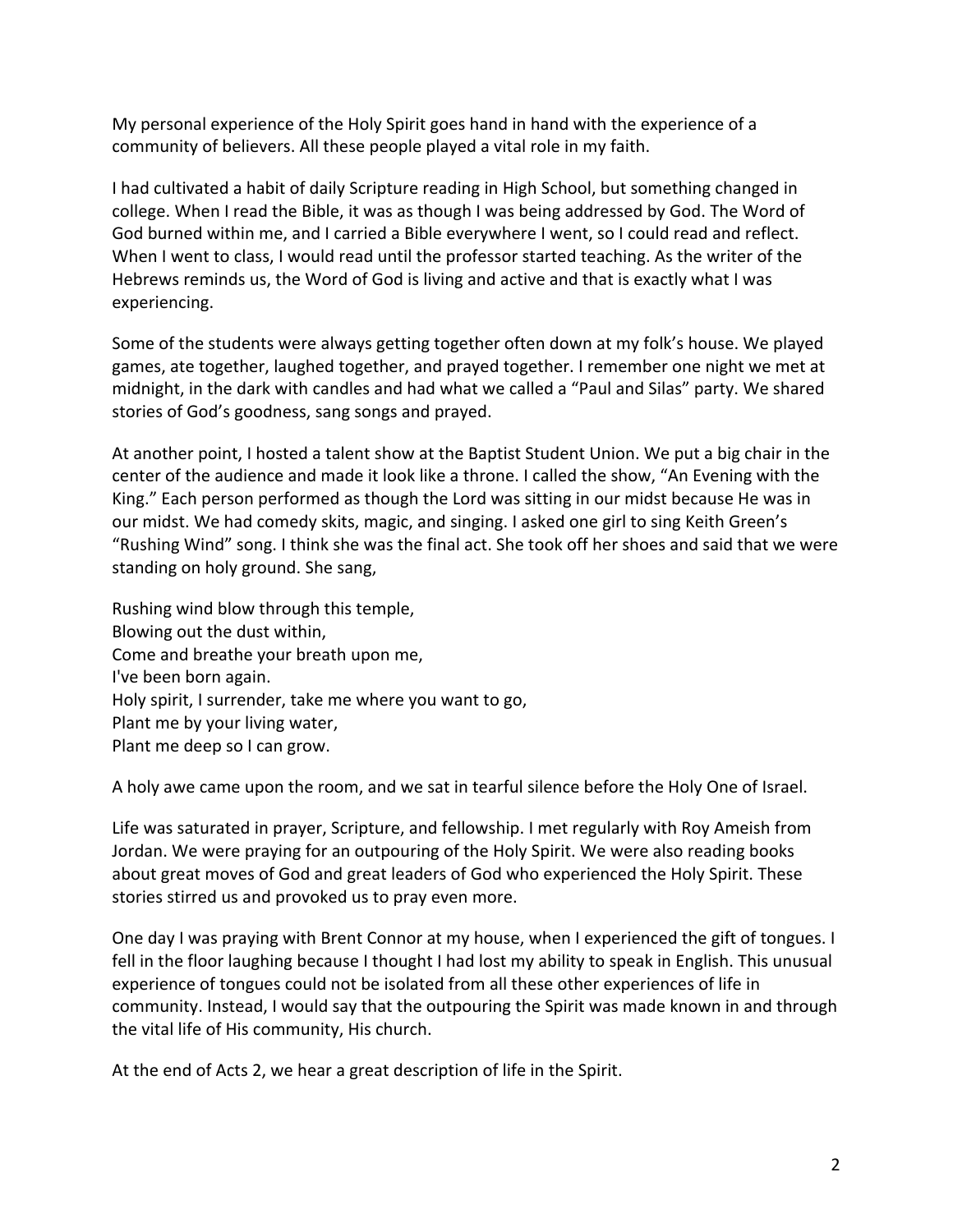My personal experience of the Holy Spirit goes hand in hand with the experience of a community of believers. All these people played a vital role in my faith.

I had cultivated a habit of daily Scripture reading in High School, but something changed in college. When I read the Bible, it was as though I was being addressed by God. The Word of God burned within me, and I carried a Bible everywhere I went, so I could read and reflect. When I went to class, I would read until the professor started teaching. As the writer of the Hebrews reminds us, the Word of God is living and active and that is exactly what I was experiencing.

Some of the students were always getting together often down at my folk's house. We played games, ate together, laughed together, and prayed together. I remember one night we met at midnight, in the dark with candles and had what we called a "Paul and Silas" party. We shared stories of God's goodness, sang songs and prayed.

At another point, I hosted a talent show at the Baptist Student Union. We put a big chair in the center of the audience and made it look like a throne. I called the show, "An Evening with the King." Each person performed as though the Lord was sitting in our midst because He was in our midst. We had comedy skits, magic, and singing. I asked one girl to sing Keith Green's "Rushing Wind" song. I think she was the final act. She took off her shoes and said that we were standing on holy ground. She sang,

Rushing wind blow through this temple,
Blowing out the dust within,
Come and breathe your breath upon me,
I've been born again.
Holy spirit, I surrender, take me where you want to go,
Plant me by your living water,
Plant me deep so I can grow.

A holy awe came upon the room, and we sat in tearful silence before the Holy One of Israel.

Life was saturated in prayer, Scripture, and fellowship. I met regularly with Roy Ameish from Jordan. We were praying for an outpouring of the Holy Spirit. We were also reading books about great moves of God and great leaders of God who experienced the Holy Spirit. These stories stirred us and provoked us to pray even more.

One day I was praying with Brent Connor at my house, when I experienced the gift of tongues. I fell in the floor laughing because I thought I had lost my ability to speak in English. This unusual experience of tongues could not be isolated from all these other experiences of life in community. Instead, I would say that the outpouring the Spirit was made known in and through the vital life of His community, His church.

At the end of Acts 2, we hear a great description of life in the Spirit.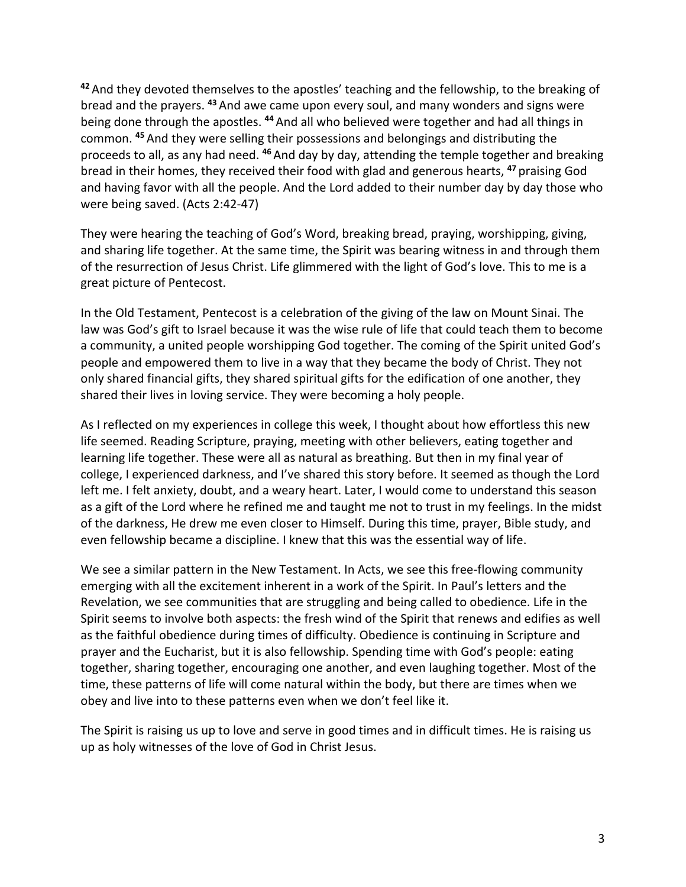[42] And they devoted themselves to the apostles' teaching and the fellowship, to the breaking of bread and the prayers. [43] And awe came upon every soul, and many wonders and signs were being done through the apostles. [44] And all who believed were together and had all things in common. [45] And they were selling their possessions and belongings and distributing the proceeds to all, as any had need. [46] And day by day, attending the temple together and breaking bread in their homes, they received their food with glad and generous hearts, [47] praising God and having favor with all the people. And the Lord added to their number day by day those who were being saved. (Acts 2:42-47)

They were hearing the teaching of God's Word, breaking bread, praying, worshipping, giving, and sharing life together. At the same time, the Spirit was bearing witness in and through them of the resurrection of Jesus Christ. Life glimmered with the light of God's love. This to me is a great picture of Pentecost.

In the Old Testament, Pentecost is a celebration of the giving of the law on Mount Sinai. The law was God's gift to Israel because it was the wise rule of life that could teach them to become a community, a united people worshipping God together. The coming of the Spirit united God's people and empowered them to live in a way that they became the body of Christ. They not only shared financial gifts, they shared spiritual gifts for the edification of one another, they shared their lives in loving service. They were becoming a holy people.

As I reflected on my experiences in college this week, I thought about how effortless this new life seemed. Reading Scripture, praying, meeting with other believers, eating together and learning life together. These were all as natural as breathing. But then in my final year of college, I experienced darkness, and I've shared this story before. It seemed as though the Lord left me. I felt anxiety, doubt, and a weary heart. Later, I would come to understand this season as a gift of the Lord where he refined me and taught me not to trust in my feelings. In the midst of the darkness, He drew me even closer to Himself. During this time, prayer, Bible study, and even fellowship became a discipline. I knew that this was the essential way of life.

We see a similar pattern in the New Testament. In Acts, we see this free-flowing community emerging with all the excitement inherent in a work of the Spirit. In Paul's letters and the Revelation, we see communities that are struggling and being called to obedience. Life in the Spirit seems to involve both aspects: the fresh wind of the Spirit that renews and edifies as well as the faithful obedience during times of difficulty. Obedience is continuing in Scripture and prayer and the Eucharist, but it is also fellowship. Spending time with God's people: eating together, sharing together, encouraging one another, and even laughing together. Most of the time, these patterns of life will come natural within the body, but there are times when we obey and live into to these patterns even when we don't feel like it.

The Spirit is raising us up to love and serve in good times and in difficult times. He is raising us up as holy witnesses of the love of God in Christ Jesus.